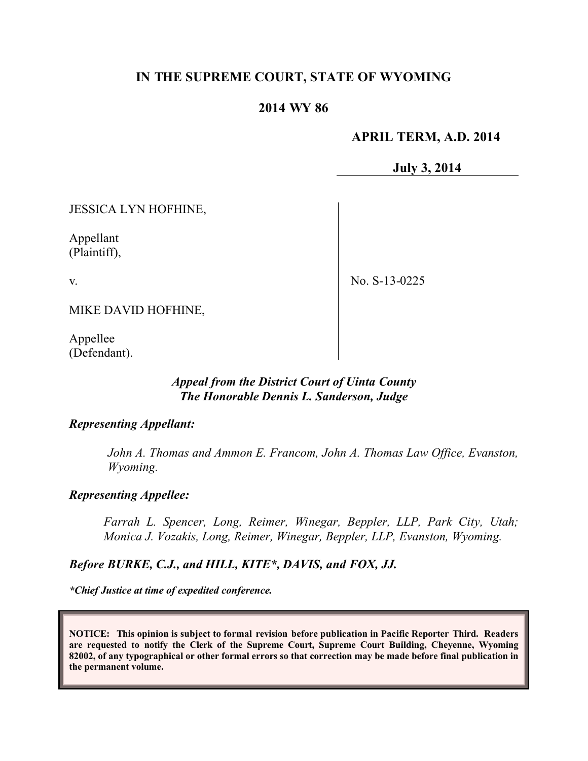# IN THE SUPREME COURT, STATE OF WYOMING

## 2014 WY 86

**APRIL TERM, A.D. 2014**

**July 3, 2014**

JESSICA LYN HOFHINE,

Appellant
(Plaintiff),

v.

MIKE DAVID HOFHINE,

Appellee
(Defendant).

No. S-13-0225

***Appeal from the District Court of Uinta County***
***The Honorable Dennis L. Sanderson, Judge***

***Representing Appellant:***

*John A. Thomas and Ammon E. Francom, John A. Thomas Law Office, Evanston, Wyoming.*

***Representing Appellee:***

*Farrah L. Spencer, Long, Reimer, Winegar, Beppler, LLP, Park City, Utah; Monica J. Vozakis, Long, Reimer, Winegar, Beppler, LLP, Evanston, Wyoming.*

***Before BURKE, C.J., and HILL, KITE*, DAVIS, and FOX, JJ.***

****Chief Justice at time of expedited conference.***

**NOTICE: This opinion is subject to formal revision before publication in Pacific Reporter Third. Readers are requested to notify the Clerk of the Supreme Court, Supreme Court Building, Cheyenne, Wyoming 82002, of any typographical or other formal errors so that correction may be made before final publication in the permanent volume.**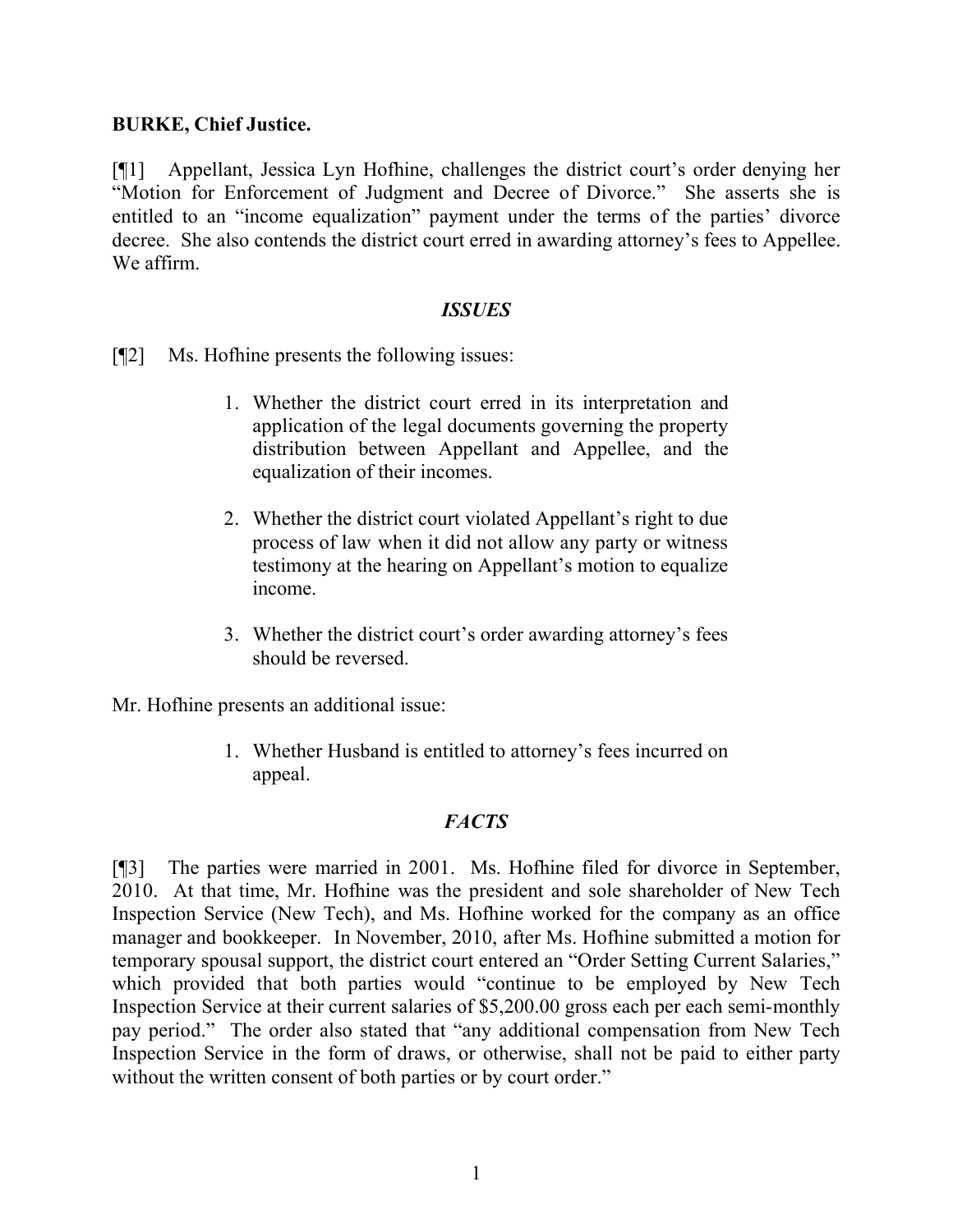**BURKE, Chief Justice.**

[¶1] Appellant, Jessica Lyn Hofhine, challenges the district court's order denying her "Motion for Enforcement of Judgment and Decree of Divorce." She asserts she is entitled to an "income equalization" payment under the terms of the parties' divorce decree. She also contends the district court erred in awarding attorney's fees to Appellee. We affirm.

## *ISSUES*

[¶2] Ms. Hofhine presents the following issues:

1. Whether the district court erred in its interpretation and application of the legal documents governing the property distribution between Appellant and Appellee, and the equalization of their incomes.

2. Whether the district court violated Appellant's right to due process of law when it did not allow any party or witness testimony at the hearing on Appellant's motion to equalize income.

3. Whether the district court's order awarding attorney's fees should be reversed.

Mr. Hofhine presents an additional issue:

1. Whether Husband is entitled to attorney's fees incurred on appeal.

## *FACTS*

[¶3] The parties were married in 2001. Ms. Hofhine filed for divorce in September, 2010. At that time, Mr. Hofhine was the president and sole shareholder of New Tech Inspection Service (New Tech), and Ms. Hofhine worked for the company as an office manager and bookkeeper. In November, 2010, after Ms. Hofhine submitted a motion for temporary spousal support, the district court entered an "Order Setting Current Salaries," which provided that both parties would "continue to be employed by New Tech Inspection Service at their current salaries of $5,200.00 gross each per each semi-monthly pay period." The order also stated that "any additional compensation from New Tech Inspection Service in the form of draws, or otherwise, shall not be paid to either party without the written consent of both parties or by court order."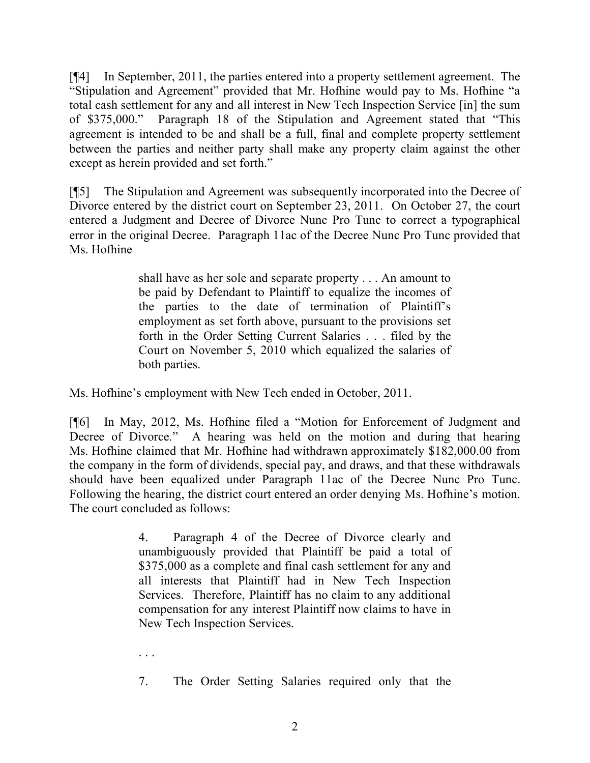[¶4] In September, 2011, the parties entered into a property settlement agreement. The "Stipulation and Agreement" provided that Mr. Hofhine would pay to Ms. Hofhine "a total cash settlement for any and all interest in New Tech Inspection Service [in] the sum of $375,000." Paragraph 18 of the Stipulation and Agreement stated that "This agreement is intended to be and shall be a full, final and complete property settlement between the parties and neither party shall make any property claim against the other except as herein provided and set forth."

[¶5] The Stipulation and Agreement was subsequently incorporated into the Decree of Divorce entered by the district court on September 23, 2011. On October 27, the court entered a Judgment and Decree of Divorce Nunc Pro Tunc to correct a typographical error in the original Decree. Paragraph 11ac of the Decree Nunc Pro Tunc provided that Ms. Hofhine

> shall have as her sole and separate property . . . An amount to be paid by Defendant to Plaintiff to equalize the incomes of the parties to the date of termination of Plaintiff's employment as set forth above, pursuant to the provisions set forth in the Order Setting Current Salaries . . . filed by the Court on November 5, 2010 which equalized the salaries of both parties.

Ms. Hofhine's employment with New Tech ended in October, 2011.

[¶6] In May, 2012, Ms. Hofhine filed a "Motion for Enforcement of Judgment and Decree of Divorce." A hearing was held on the motion and during that hearing Ms. Hofhine claimed that Mr. Hofhine had withdrawn approximately $182,000.00 from the company in the form of dividends, special pay, and draws, and that these withdrawals should have been equalized under Paragraph 11ac of the Decree Nunc Pro Tunc. Following the hearing, the district court entered an order denying Ms. Hofhine's motion. The court concluded as follows:

> 4. Paragraph 4 of the Decree of Divorce clearly and unambiguously provided that Plaintiff be paid a total of $375,000 as a complete and final cash settlement for any and all interests that Plaintiff had in New Tech Inspection Services. Therefore, Plaintiff has no claim to any additional compensation for any interest Plaintiff now claims to have in New Tech Inspection Services.
>
> . . .
>
> 7. The Order Setting Salaries required only that the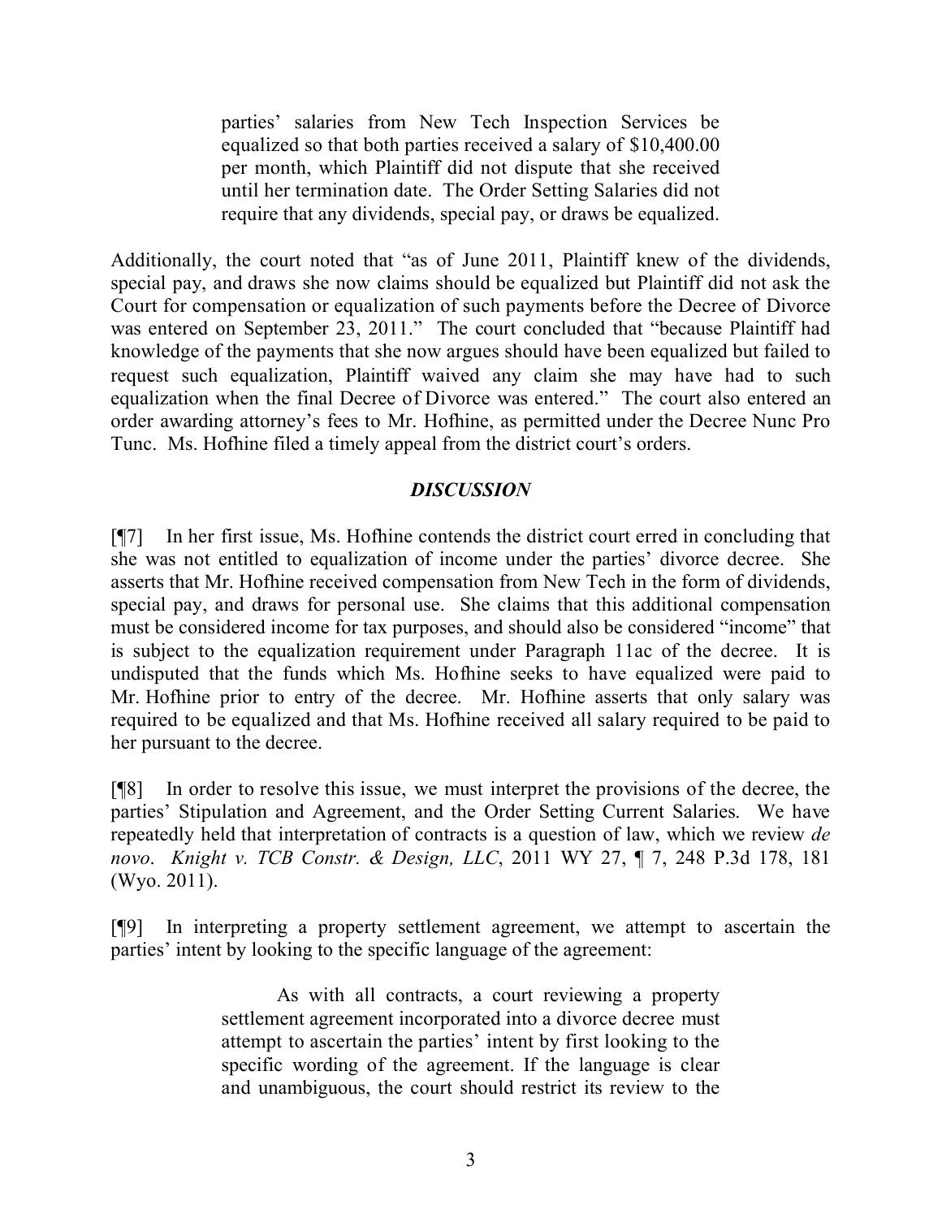> parties' salaries from New Tech Inspection Services be equalized so that both parties received a salary of $10,400.00 per month, which Plaintiff did not dispute that she received until her termination date. The Order Setting Salaries did not require that any dividends, special pay, or draws be equalized.

Additionally, the court noted that "as of June 2011, Plaintiff knew of the dividends, special pay, and draws she now claims should be equalized but Plaintiff did not ask the Court for compensation or equalization of such payments before the Decree of Divorce was entered on September 23, 2011." The court concluded that "because Plaintiff had knowledge of the payments that she now argues should have been equalized but failed to request such equalization, Plaintiff waived any claim she may have had to such equalization when the final Decree of Divorce was entered." The court also entered an order awarding attorney's fees to Mr. Hofhine, as permitted under the Decree Nunc Pro Tunc. Ms. Hofhine filed a timely appeal from the district court's orders.

## *DISCUSSION*

[¶7] In her first issue, Ms. Hofhine contends the district court erred in concluding that she was not entitled to equalization of income under the parties' divorce decree. She asserts that Mr. Hofhine received compensation from New Tech in the form of dividends, special pay, and draws for personal use. She claims that this additional compensation must be considered income for tax purposes, and should also be considered "income" that is subject to the equalization requirement under Paragraph 11ac of the decree. It is undisputed that the funds which Ms. Hofhine seeks to have equalized were paid to Mr. Hofhine prior to entry of the decree. Mr. Hofhine asserts that only salary was required to be equalized and that Ms. Hofhine received all salary required to be paid to her pursuant to the decree.

[¶8] In order to resolve this issue, we must interpret the provisions of the decree, the parties' Stipulation and Agreement, and the Order Setting Current Salaries. We have repeatedly held that interpretation of contracts is a question of law, which we review *de novo*. *Knight v. TCB Constr. & Design, LLC*, 2011 WY 27, ¶ 7, 248 P.3d 178, 181 (Wyo. 2011).

[¶9] In interpreting a property settlement agreement, we attempt to ascertain the parties' intent by looking to the specific language of the agreement:

> As with all contracts, a court reviewing a property settlement agreement incorporated into a divorce decree must attempt to ascertain the parties' intent by first looking to the specific wording of the agreement. If the language is clear and unambiguous, the court should restrict its review to the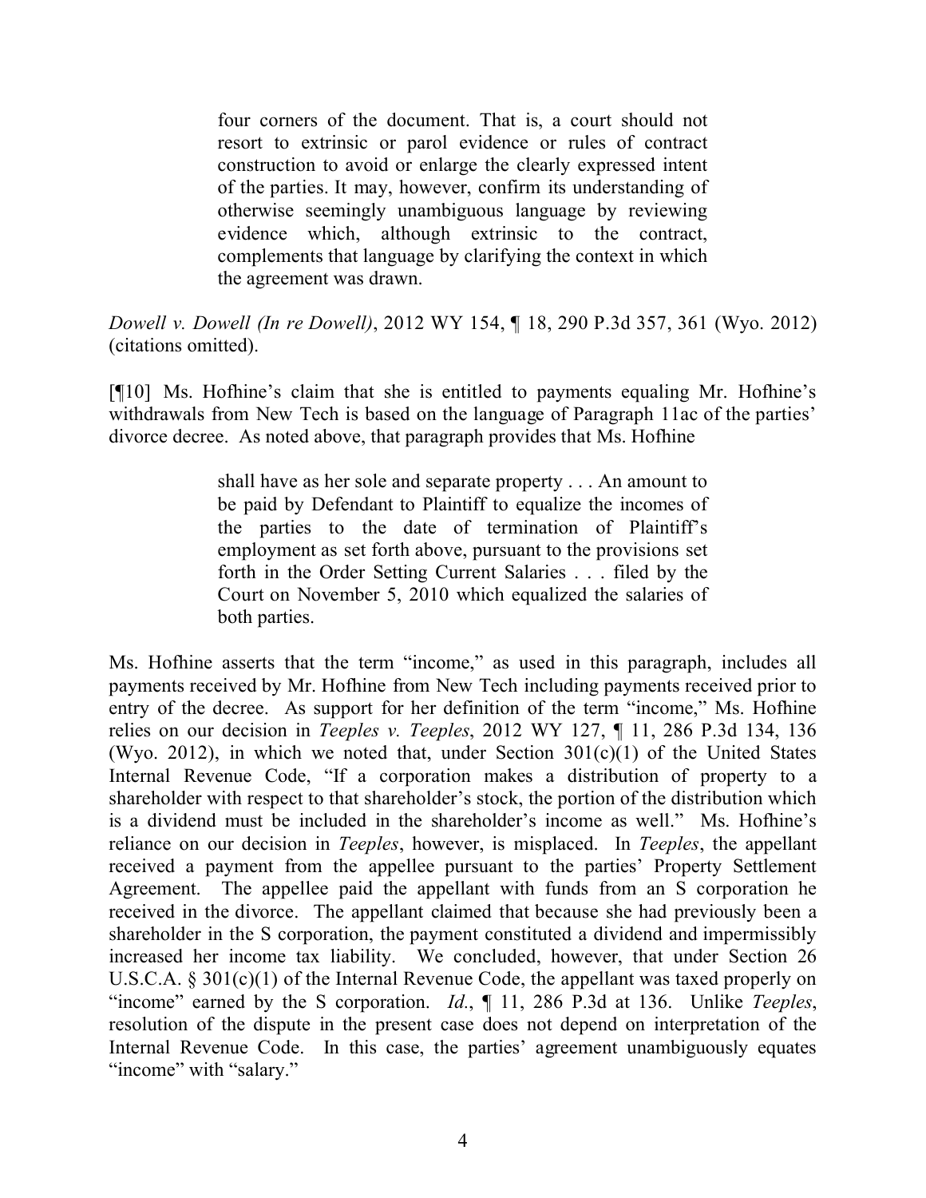> four corners of the document. That is, a court should not resort to extrinsic or parol evidence or rules of contract construction to avoid or enlarge the clearly expressed intent of the parties. It may, however, confirm its understanding of otherwise seemingly unambiguous language by reviewing evidence which, although extrinsic to the contract, complements that language by clarifying the context in which the agreement was drawn.

*Dowell v. Dowell (In re Dowell)*, 2012 WY 154, ¶ 18, 290 P.3d 357, 361 (Wyo. 2012) (citations omitted).

[¶10] Ms. Hofhine's claim that she is entitled to payments equaling Mr. Hofhine's withdrawals from New Tech is based on the language of Paragraph 11ac of the parties' divorce decree. As noted above, that paragraph provides that Ms. Hofhine

> shall have as her sole and separate property . . . An amount to be paid by Defendant to Plaintiff to equalize the incomes of the parties to the date of termination of Plaintiff's employment as set forth above, pursuant to the provisions set forth in the Order Setting Current Salaries . . . filed by the Court on November 5, 2010 which equalized the salaries of both parties.

Ms. Hofhine asserts that the term "income," as used in this paragraph, includes all payments received by Mr. Hofhine from New Tech including payments received prior to entry of the decree. As support for her definition of the term "income," Ms. Hofhine relies on our decision in *Teeples v. Teeples*, 2012 WY 127, ¶ 11, 286 P.3d 134, 136 (Wyo. 2012), in which we noted that, under Section 301(c)(1) of the United States Internal Revenue Code, "If a corporation makes a distribution of property to a shareholder with respect to that shareholder's stock, the portion of the distribution which is a dividend must be included in the shareholder's income as well." Ms. Hofhine's reliance on our decision in *Teeples*, however, is misplaced. In *Teeples*, the appellant received a payment from the appellee pursuant to the parties' Property Settlement Agreement. The appellee paid the appellant with funds from an S corporation he received in the divorce. The appellant claimed that because she had previously been a shareholder in the S corporation, the payment constituted a dividend and impermissibly increased her income tax liability. We concluded, however, that under Section 26 U.S.C.A. § 301(c)(1) of the Internal Revenue Code, the appellant was taxed properly on "income" earned by the S corporation. *Id.*, ¶ 11, 286 P.3d at 136. Unlike *Teeples*, resolution of the dispute in the present case does not depend on interpretation of the Internal Revenue Code. In this case, the parties' agreement unambiguously equates "income" with "salary."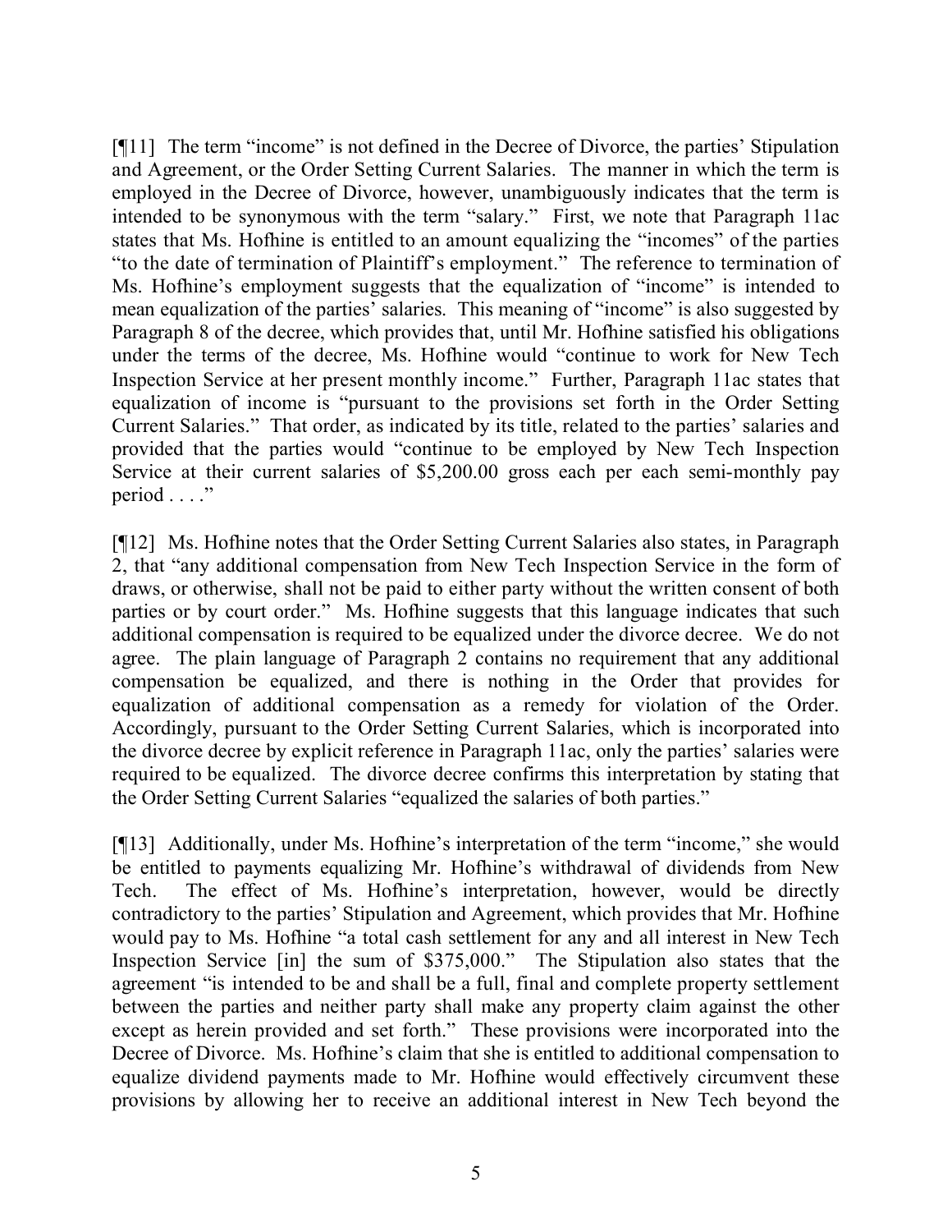[¶11] The term "income" is not defined in the Decree of Divorce, the parties' Stipulation and Agreement, or the Order Setting Current Salaries. The manner in which the term is employed in the Decree of Divorce, however, unambiguously indicates that the term is intended to be synonymous with the term "salary." First, we note that Paragraph 11ac states that Ms. Hofhine is entitled to an amount equalizing the "incomes" of the parties "to the date of termination of Plaintiff's employment." The reference to termination of Ms. Hofhine's employment suggests that the equalization of "income" is intended to mean equalization of the parties' salaries. This meaning of "income" is also suggested by Paragraph 8 of the decree, which provides that, until Mr. Hofhine satisfied his obligations under the terms of the decree, Ms. Hofhine would "continue to work for New Tech Inspection Service at her present monthly income." Further, Paragraph 11ac states that equalization of income is "pursuant to the provisions set forth in the Order Setting Current Salaries." That order, as indicated by its title, related to the parties' salaries and provided that the parties would "continue to be employed by New Tech Inspection Service at their current salaries of $5,200.00 gross each per each semi-monthly pay period . . . ."

[¶12] Ms. Hofhine notes that the Order Setting Current Salaries also states, in Paragraph 2, that "any additional compensation from New Tech Inspection Service in the form of draws, or otherwise, shall not be paid to either party without the written consent of both parties or by court order." Ms. Hofhine suggests that this language indicates that such additional compensation is required to be equalized under the divorce decree. We do not agree. The plain language of Paragraph 2 contains no requirement that any additional compensation be equalized, and there is nothing in the Order that provides for equalization of additional compensation as a remedy for violation of the Order. Accordingly, pursuant to the Order Setting Current Salaries, which is incorporated into the divorce decree by explicit reference in Paragraph 11ac, only the parties' salaries were required to be equalized. The divorce decree confirms this interpretation by stating that the Order Setting Current Salaries "equalized the salaries of both parties."

[¶13] Additionally, under Ms. Hofhine's interpretation of the term "income," she would be entitled to payments equalizing Mr. Hofhine's withdrawal of dividends from New Tech. The effect of Ms. Hofhine's interpretation, however, would be directly contradictory to the parties' Stipulation and Agreement, which provides that Mr. Hofhine would pay to Ms. Hofhine "a total cash settlement for any and all interest in New Tech Inspection Service [in] the sum of $375,000." The Stipulation also states that the agreement "is intended to be and shall be a full, final and complete property settlement between the parties and neither party shall make any property claim against the other except as herein provided and set forth." These provisions were incorporated into the Decree of Divorce. Ms. Hofhine's claim that she is entitled to additional compensation to equalize dividend payments made to Mr. Hofhine would effectively circumvent these provisions by allowing her to receive an additional interest in New Tech beyond the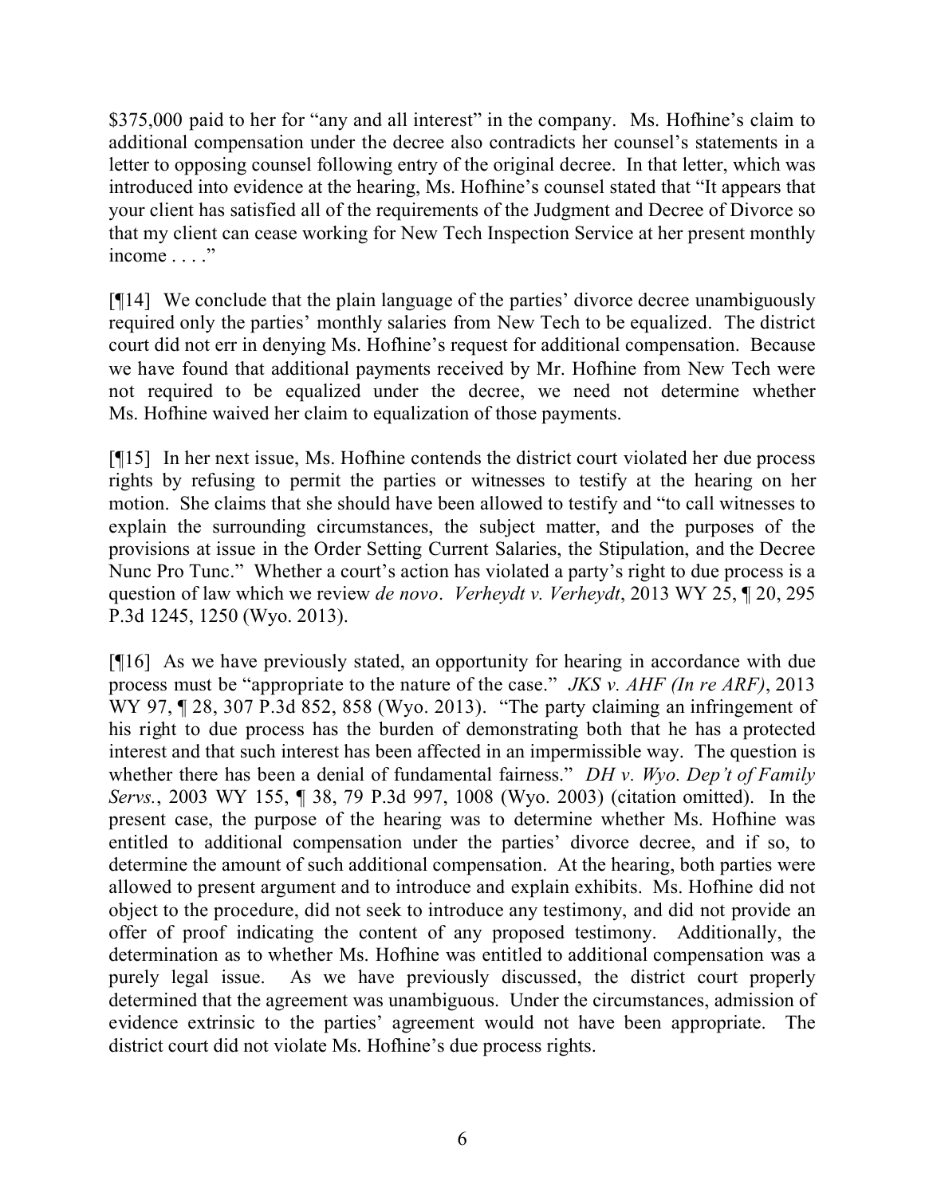$375,000 paid to her for "any and all interest" in the company. Ms. Hofhine's claim to additional compensation under the decree also contradicts her counsel's statements in a letter to opposing counsel following entry of the original decree. In that letter, which was introduced into evidence at the hearing, Ms. Hofhine's counsel stated that "It appears that your client has satisfied all of the requirements of the Judgment and Decree of Divorce so that my client can cease working for New Tech Inspection Service at her present monthly income . . . ."

[¶14] We conclude that the plain language of the parties' divorce decree unambiguously required only the parties' monthly salaries from New Tech to be equalized. The district court did not err in denying Ms. Hofhine's request for additional compensation. Because we have found that additional payments received by Mr. Hofhine from New Tech were not required to be equalized under the decree, we need not determine whether Ms. Hofhine waived her claim to equalization of those payments.

[¶15] In her next issue, Ms. Hofhine contends the district court violated her due process rights by refusing to permit the parties or witnesses to testify at the hearing on her motion. She claims that she should have been allowed to testify and "to call witnesses to explain the surrounding circumstances, the subject matter, and the purposes of the provisions at issue in the Order Setting Current Salaries, the Stipulation, and the Decree Nunc Pro Tunc." Whether a court's action has violated a party's right to due process is a question of law which we review *de novo*. *Verheydt v. Verheydt*, 2013 WY 25, ¶ 20, 295 P.3d 1245, 1250 (Wyo. 2013).

[¶16] As we have previously stated, an opportunity for hearing in accordance with due process must be "appropriate to the nature of the case." *JKS v. AHF (In re ARF)*, 2013 WY 97, ¶ 28, 307 P.3d 852, 858 (Wyo. 2013). "The party claiming an infringement of his right to due process has the burden of demonstrating both that he has a protected interest and that such interest has been affected in an impermissible way. The question is whether there has been a denial of fundamental fairness." *DH v. Wyo. Dep't of Family Servs.*, 2003 WY 155, ¶ 38, 79 P.3d 997, 1008 (Wyo. 2003) (citation omitted). In the present case, the purpose of the hearing was to determine whether Ms. Hofhine was entitled to additional compensation under the parties' divorce decree, and if so, to determine the amount of such additional compensation. At the hearing, both parties were allowed to present argument and to introduce and explain exhibits. Ms. Hofhine did not object to the procedure, did not seek to introduce any testimony, and did not provide an offer of proof indicating the content of any proposed testimony. Additionally, the determination as to whether Ms. Hofhine was entitled to additional compensation was a purely legal issue. As we have previously discussed, the district court properly determined that the agreement was unambiguous. Under the circumstances, admission of evidence extrinsic to the parties' agreement would not have been appropriate. The district court did not violate Ms. Hofhine's due process rights.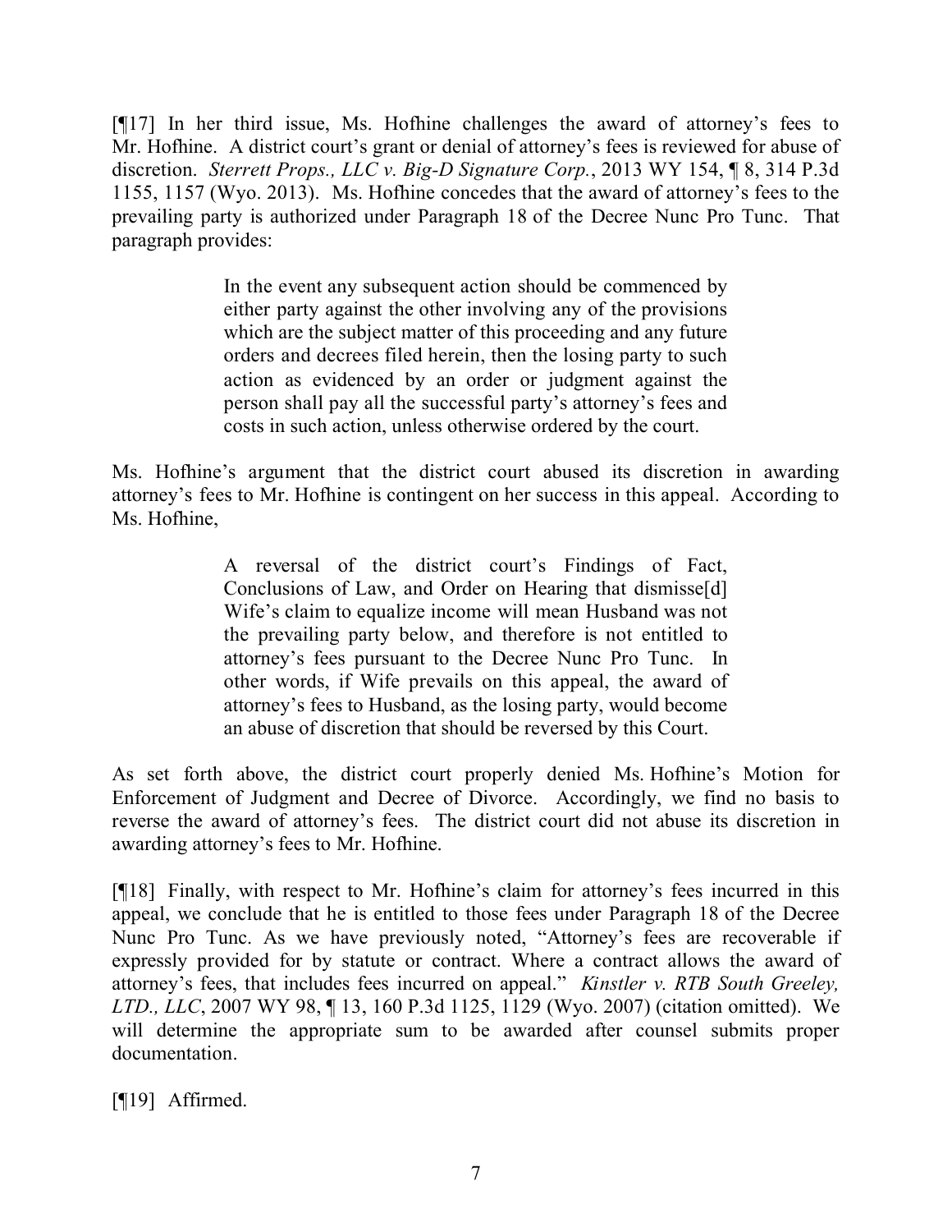[¶17] In her third issue, Ms. Hofhine challenges the award of attorney's fees to Mr. Hofhine. A district court's grant or denial of attorney's fees is reviewed for abuse of discretion. *Sterrett Props., LLC v. Big-D Signature Corp.*, 2013 WY 154, ¶ 8, 314 P.3d 1155, 1157 (Wyo. 2013). Ms. Hofhine concedes that the award of attorney's fees to the prevailing party is authorized under Paragraph 18 of the Decree Nunc Pro Tunc. That paragraph provides:

> In the event any subsequent action should be commenced by either party against the other involving any of the provisions which are the subject matter of this proceeding and any future orders and decrees filed herein, then the losing party to such action as evidenced by an order or judgment against the person shall pay all the successful party's attorney's fees and costs in such action, unless otherwise ordered by the court.

Ms. Hofhine's argument that the district court abused its discretion in awarding attorney's fees to Mr. Hofhine is contingent on her success in this appeal. According to Ms. Hofhine,

> A reversal of the district court's Findings of Fact, Conclusions of Law, and Order on Hearing that dismisse[d] Wife's claim to equalize income will mean Husband was not the prevailing party below, and therefore is not entitled to attorney's fees pursuant to the Decree Nunc Pro Tunc. In other words, if Wife prevails on this appeal, the award of attorney's fees to Husband, as the losing party, would become an abuse of discretion that should be reversed by this Court.

As set forth above, the district court properly denied Ms. Hofhine's Motion for Enforcement of Judgment and Decree of Divorce. Accordingly, we find no basis to reverse the award of attorney's fees. The district court did not abuse its discretion in awarding attorney's fees to Mr. Hofhine.

[¶18] Finally, with respect to Mr. Hofhine's claim for attorney's fees incurred in this appeal, we conclude that he is entitled to those fees under Paragraph 18 of the Decree Nunc Pro Tunc. As we have previously noted, "Attorney's fees are recoverable if expressly provided for by statute or contract. Where a contract allows the award of attorney's fees, that includes fees incurred on appeal." *Kinstler v. RTB South Greeley, LTD., LLC*, 2007 WY 98, ¶ 13, 160 P.3d 1125, 1129 (Wyo. 2007) (citation omitted). We will determine the appropriate sum to be awarded after counsel submits proper documentation.

[¶19] Affirmed.